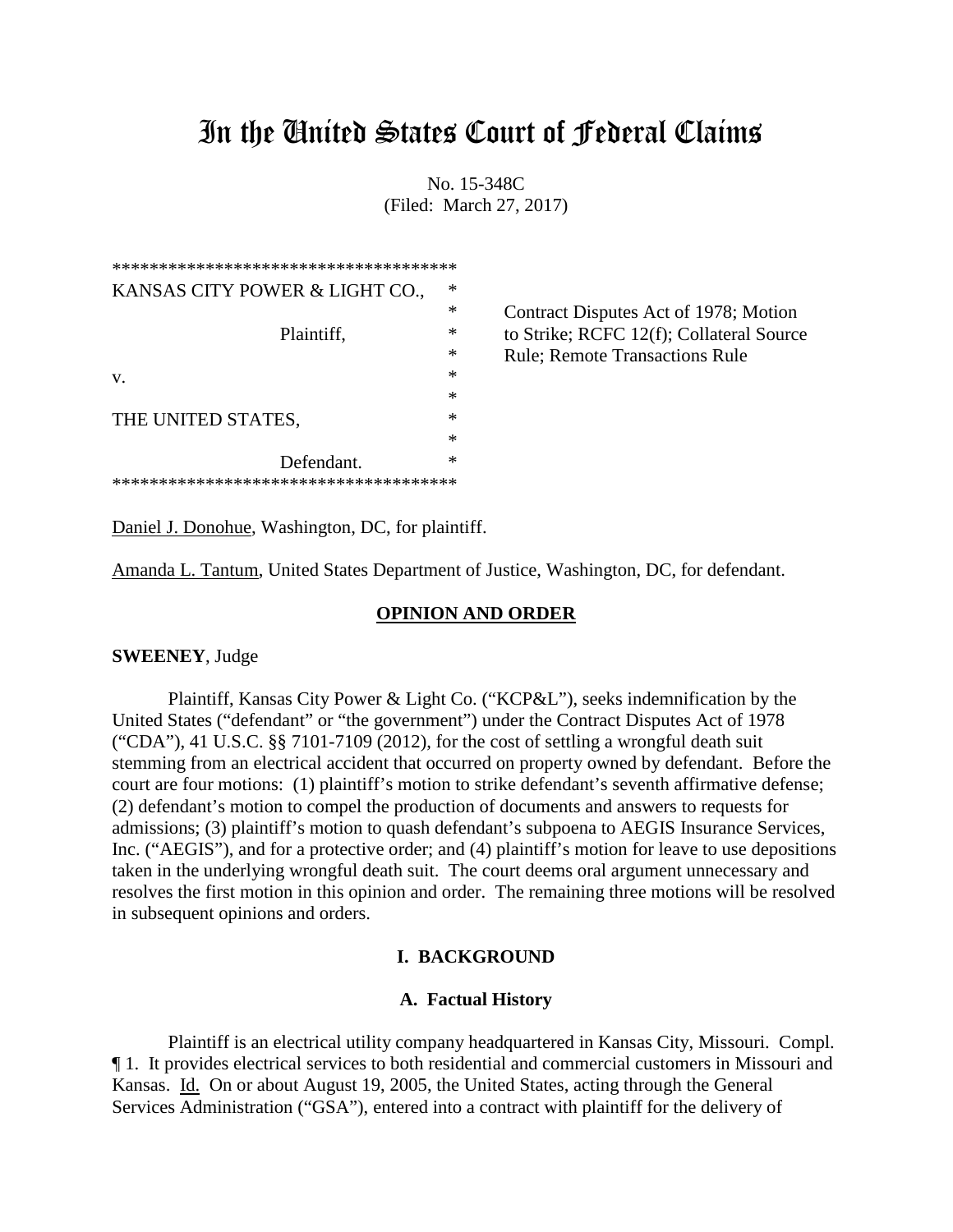# In the United States Court of Federal Claims

No. 15-348C
(Filed: March 27, 2017)

```
*************************************
KANSAS CITY POWER & LIGHT CO.,      *
                                    *
              Plaintiff,            *
                                    *
v.                                  *
                                    *
THE UNITED STATES,                  *
                                    *
              Defendant.            *
*************************************
```

Contract Disputes Act of 1978; Motion to Strike; RCFC 12(f); Collateral Source Rule; Remote Transactions Rule

Daniel J. Donohue, Washington, DC, for plaintiff.

Amanda L. Tantum, United States Department of Justice, Washington, DC, for defendant.

## OPINION AND ORDER

**SWEENEY**, Judge

Plaintiff, Kansas City Power & Light Co. ("KCP&L"), seeks indemnification by the United States ("defendant" or "the government") under the Contract Disputes Act of 1978 ("CDA"), 41 U.S.C. §§ 7101-7109 (2012), for the cost of settling a wrongful death suit stemming from an electrical accident that occurred on property owned by defendant. Before the court are four motions: (1) plaintiff's motion to strike defendant's seventh affirmative defense; (2) defendant's motion to compel the production of documents and answers to requests for admissions; (3) plaintiff's motion to quash defendant's subpoena to AEGIS Insurance Services, Inc. ("AEGIS"), and for a protective order; and (4) plaintiff's motion for leave to use depositions taken in the underlying wrongful death suit. The court deems oral argument unnecessary and resolves the first motion in this opinion and order. The remaining three motions will be resolved in subsequent opinions and orders.

## I. BACKGROUND

### A. Factual History

Plaintiff is an electrical utility company headquartered in Kansas City, Missouri. Compl. ¶ 1. It provides electrical services to both residential and commercial customers in Missouri and Kansas. Id. On or about August 19, 2005, the United States, acting through the General Services Administration ("GSA"), entered into a contract with plaintiff for the delivery of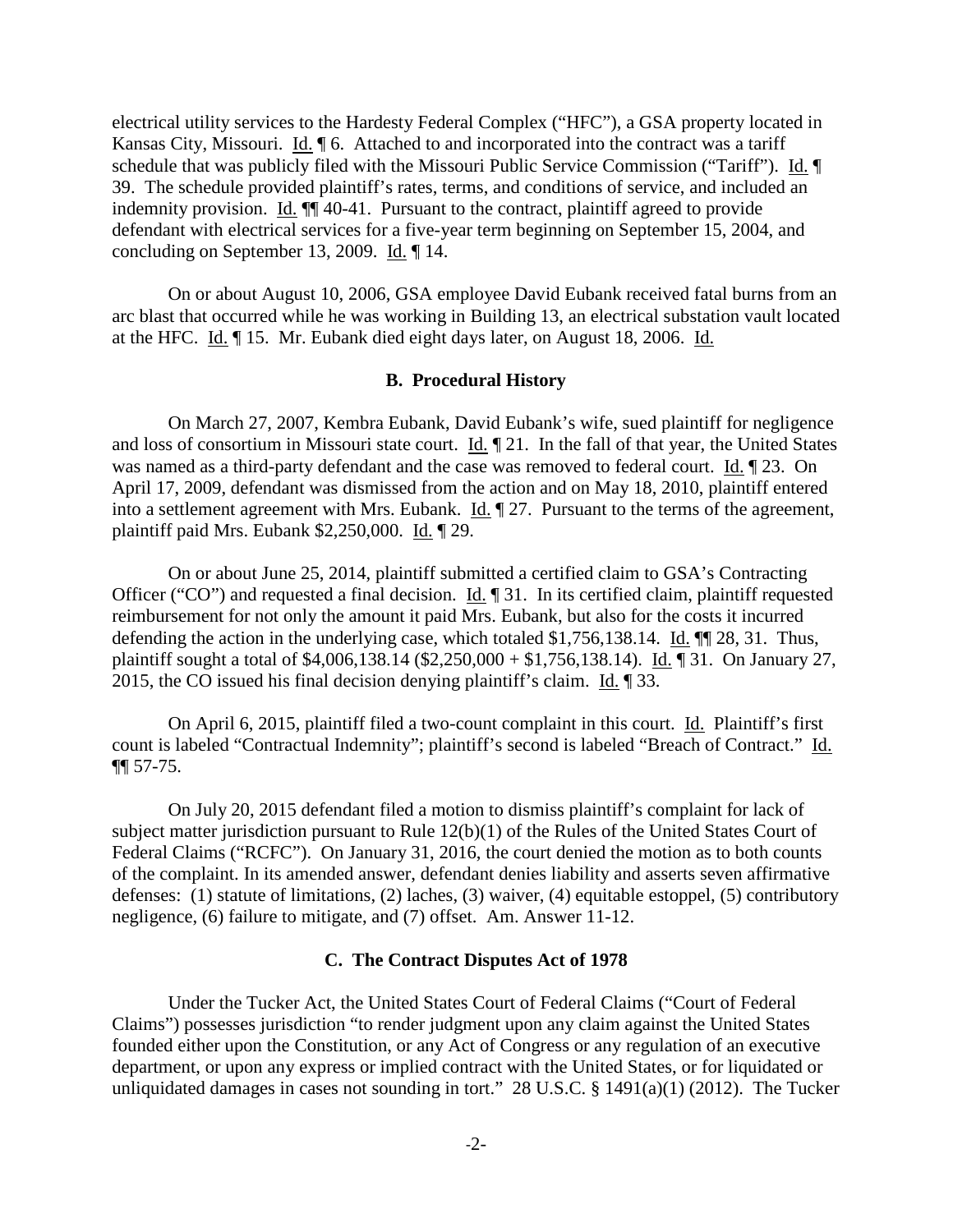electrical utility services to the Hardesty Federal Complex ("HFC"), a GSA property located in Kansas City, Missouri. Id. ¶ 6. Attached to and incorporated into the contract was a tariff schedule that was publicly filed with the Missouri Public Service Commission ("Tariff"). Id. ¶ 39. The schedule provided plaintiff's rates, terms, and conditions of service, and included an indemnity provision. Id. ¶¶ 40-41. Pursuant to the contract, plaintiff agreed to provide defendant with electrical services for a five-year term beginning on September 15, 2004, and concluding on September 13, 2009. Id. ¶ 14.

On or about August 10, 2006, GSA employee David Eubank received fatal burns from an arc blast that occurred while he was working in Building 13, an electrical substation vault located at the HFC. Id. ¶ 15. Mr. Eubank died eight days later, on August 18, 2006. Id.

### B. Procedural History

On March 27, 2007, Kembra Eubank, David Eubank's wife, sued plaintiff for negligence and loss of consortium in Missouri state court. Id. ¶ 21. In the fall of that year, the United States was named as a third-party defendant and the case was removed to federal court. Id. ¶ 23. On April 17, 2009, defendant was dismissed from the action and on May 18, 2010, plaintiff entered into a settlement agreement with Mrs. Eubank. Id. ¶ 27. Pursuant to the terms of the agreement, plaintiff paid Mrs. Eubank $2,250,000. Id. ¶ 29.

On or about June 25, 2014, plaintiff submitted a certified claim to GSA's Contracting Officer ("CO") and requested a final decision. Id. ¶ 31. In its certified claim, plaintiff requested reimbursement for not only the amount it paid Mrs. Eubank, but also for the costs it incurred defending the action in the underlying case, which totaled $1,756,138.14. Id. ¶¶ 28, 31. Thus, plaintiff sought a total of $4,006,138.14 ($2,250,000 + $1,756,138.14). Id. ¶ 31. On January 27, 2015, the CO issued his final decision denying plaintiff's claim. Id. ¶ 33.

On April 6, 2015, plaintiff filed a two-count complaint in this court. Id. Plaintiff's first count is labeled "Contractual Indemnity"; plaintiff's second is labeled "Breach of Contract." Id. ¶¶ 57-75.

On July 20, 2015 defendant filed a motion to dismiss plaintiff's complaint for lack of subject matter jurisdiction pursuant to Rule 12(b)(1) of the Rules of the United States Court of Federal Claims ("RCFC"). On January 31, 2016, the court denied the motion as to both counts of the complaint. In its amended answer, defendant denies liability and asserts seven affirmative defenses: (1) statute of limitations, (2) laches, (3) waiver, (4) equitable estoppel, (5) contributory negligence, (6) failure to mitigate, and (7) offset. Am. Answer 11-12.

### C. The Contract Disputes Act of 1978

Under the Tucker Act, the United States Court of Federal Claims ("Court of Federal Claims") possesses jurisdiction "to render judgment upon any claim against the United States founded either upon the Constitution, or any Act of Congress or any regulation of an executive department, or upon any express or implied contract with the United States, or for liquidated or unliquidated damages in cases not sounding in tort." 28 U.S.C. § 1491(a)(1) (2012). The Tucker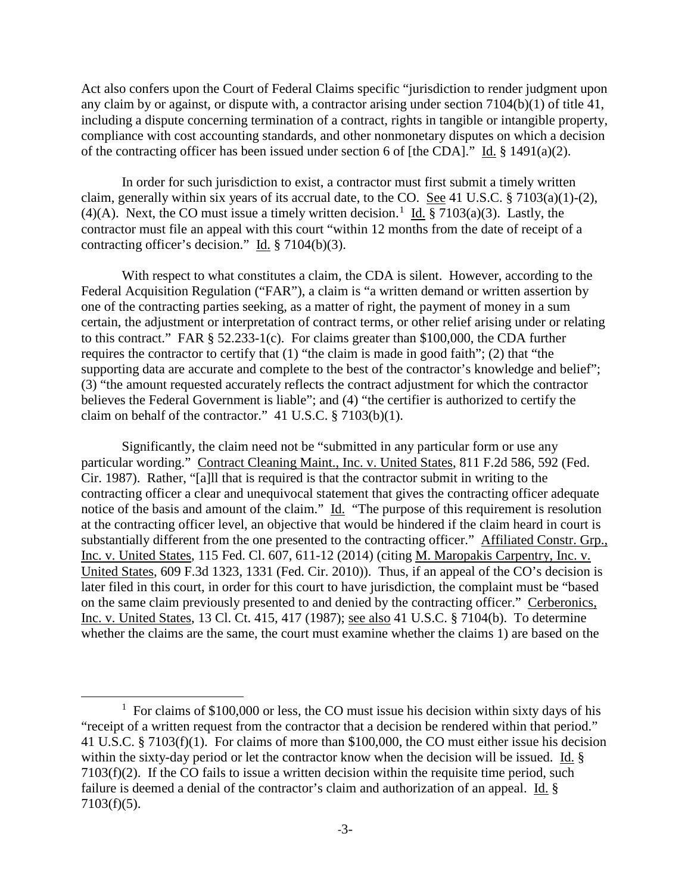Act also confers upon the Court of Federal Claims specific "jurisdiction to render judgment upon any claim by or against, or dispute with, a contractor arising under section 7104(b)(1) of title 41, including a dispute concerning termination of a contract, rights in tangible or intangible property, compliance with cost accounting standards, and other nonmonetary disputes on which a decision of the contracting officer has been issued under section 6 of [the CDA]." Id. § 1491(a)(2).

In order for such jurisdiction to exist, a contractor must first submit a timely written claim, generally within six years of its accrual date, to the CO. See 41 U.S.C. § 7103(a)(1)-(2), (4)(A). Next, the CO must issue a timely written decision.[1] Id. § 7103(a)(3). Lastly, the contractor must file an appeal with this court "within 12 months from the date of receipt of a contracting officer's decision." Id. § 7104(b)(3).

With respect to what constitutes a claim, the CDA is silent. However, according to the Federal Acquisition Regulation ("FAR"), a claim is "a written demand or written assertion by one of the contracting parties seeking, as a matter of right, the payment of money in a sum certain, the adjustment or interpretation of contract terms, or other relief arising under or relating to this contract." FAR § 52.233-1(c). For claims greater than $100,000, the CDA further requires the contractor to certify that (1) "the claim is made in good faith"; (2) that "the supporting data are accurate and complete to the best of the contractor's knowledge and belief"; (3) "the amount requested accurately reflects the contract adjustment for which the contractor believes the Federal Government is liable"; and (4) "the certifier is authorized to certify the claim on behalf of the contractor." 41 U.S.C. § 7103(b)(1).

Significantly, the claim need not be "submitted in any particular form or use any particular wording." Contract Cleaning Maint., Inc. v. United States, 811 F.2d 586, 592 (Fed. Cir. 1987). Rather, "[a]ll that is required is that the contractor submit in writing to the contracting officer a clear and unequivocal statement that gives the contracting officer adequate notice of the basis and amount of the claim." Id. "The purpose of this requirement is resolution at the contracting officer level, an objective that would be hindered if the claim heard in court is substantially different from the one presented to the contracting officer." Affiliated Constr. Grp., Inc. v. United States, 115 Fed. Cl. 607, 611-12 (2014) (citing M. Maropakis Carpentry, Inc. v. United States, 609 F.3d 1323, 1331 (Fed. Cir. 2010)). Thus, if an appeal of the CO's decision is later filed in this court, in order for this court to have jurisdiction, the complaint must be "based on the same claim previously presented to and denied by the contracting officer." Cerberonics, Inc. v. United States, 13 Cl. Ct. 415, 417 (1987); see also 41 U.S.C. § 7104(b). To determine whether the claims are the same, the court must examine whether the claims 1) are based on the

[1] For claims of $100,000 or less, the CO must issue his decision within sixty days of his "receipt of a written request from the contractor that a decision be rendered within that period." 41 U.S.C. § 7103(f)(1). For claims of more than $100,000, the CO must either issue his decision within the sixty-day period or let the contractor know when the decision will be issued. Id. § 7103(f)(2). If the CO fails to issue a written decision within the requisite time period, such failure is deemed a denial of the contractor's claim and authorization of an appeal. Id. § 7103(f)(5).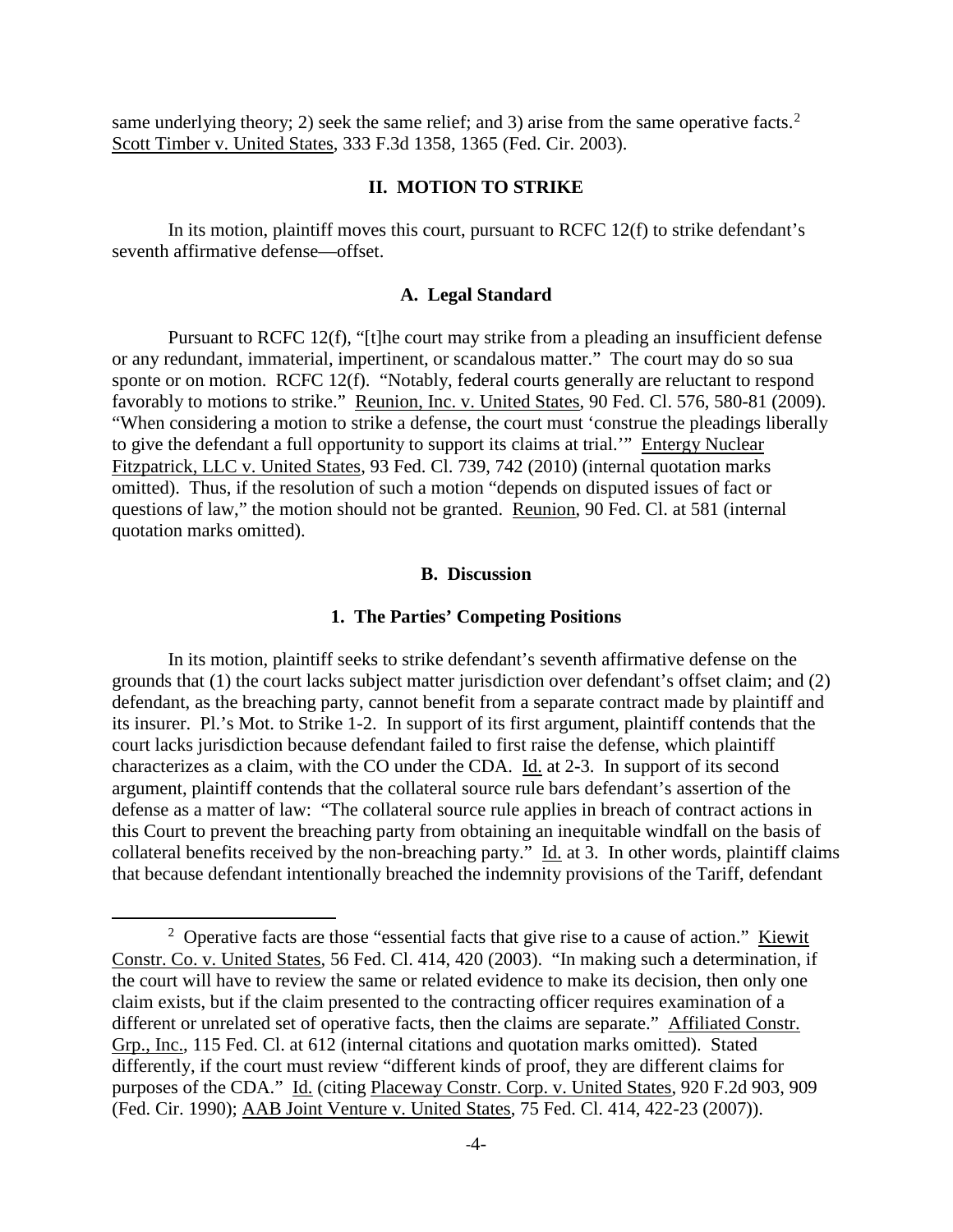same underlying theory; 2) seek the same relief; and 3) arise from the same operative facts.[2] Scott Timber v. United States, 333 F.3d 1358, 1365 (Fed. Cir. 2003).

## II. MOTION TO STRIKE

In its motion, plaintiff moves this court, pursuant to RCFC 12(f) to strike defendant's seventh affirmative defense—offset.

### A. Legal Standard

Pursuant to RCFC 12(f), "[t]he court may strike from a pleading an insufficient defense or any redundant, immaterial, impertinent, or scandalous matter." The court may do so sua sponte or on motion. RCFC 12(f). "Notably, federal courts generally are reluctant to respond favorably to motions to strike." Reunion, Inc. v. United States, 90 Fed. Cl. 576, 580-81 (2009). "When considering a motion to strike a defense, the court must 'construe the pleadings liberally to give the defendant a full opportunity to support its claims at trial.'" Entergy Nuclear Fitzpatrick, LLC v. United States, 93 Fed. Cl. 739, 742 (2010) (internal quotation marks omitted). Thus, if the resolution of such a motion "depends on disputed issues of fact or questions of law," the motion should not be granted. Reunion, 90 Fed. Cl. at 581 (internal quotation marks omitted).

### B. Discussion

#### 1. The Parties' Competing Positions

In its motion, plaintiff seeks to strike defendant's seventh affirmative defense on the grounds that (1) the court lacks subject matter jurisdiction over defendant's offset claim; and (2) defendant, as the breaching party, cannot benefit from a separate contract made by plaintiff and its insurer. Pl.'s Mot. to Strike 1-2. In support of its first argument, plaintiff contends that the court lacks jurisdiction because defendant failed to first raise the defense, which plaintiff characterizes as a claim, with the CO under the CDA. Id. at 2-3. In support of its second argument, plaintiff contends that the collateral source rule bars defendant's assertion of the defense as a matter of law: "The collateral source rule applies in breach of contract actions in this Court to prevent the breaching party from obtaining an inequitable windfall on the basis of collateral benefits received by the non-breaching party." Id. at 3. In other words, plaintiff claims that because defendant intentionally breached the indemnity provisions of the Tariff, defendant

[2] Operative facts are those "essential facts that give rise to a cause of action." Kiewit Constr. Co. v. United States, 56 Fed. Cl. 414, 420 (2003). "In making such a determination, if the court will have to review the same or related evidence to make its decision, then only one claim exists, but if the claim presented to the contracting officer requires examination of a different or unrelated set of operative facts, then the claims are separate." Affiliated Constr. Grp., Inc., 115 Fed. Cl. at 612 (internal citations and quotation marks omitted). Stated differently, if the court must review "different kinds of proof, they are different claims for purposes of the CDA." Id. (citing Placeway Constr. Corp. v. United States, 920 F.2d 903, 909 (Fed. Cir. 1990); AAB Joint Venture v. United States, 75 Fed. Cl. 414, 422-23 (2007)).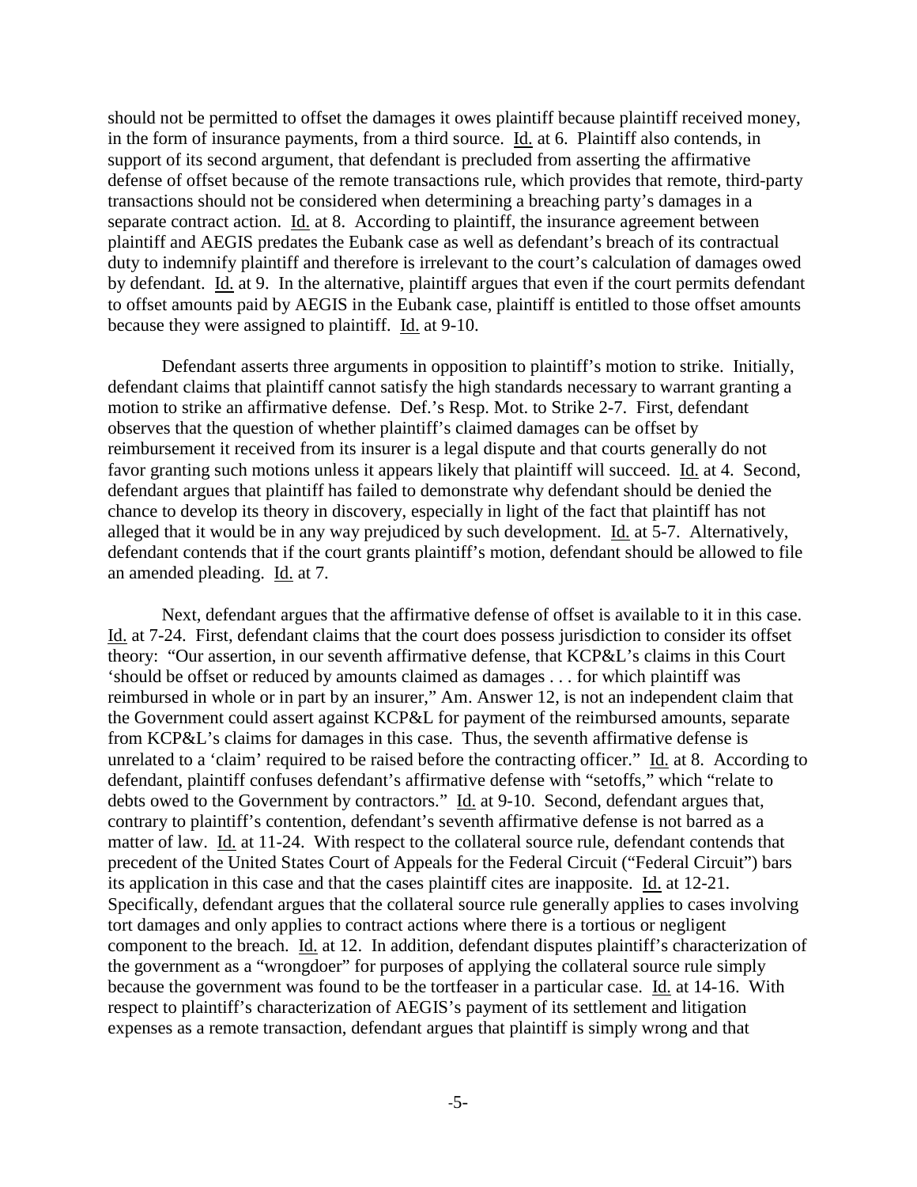should not be permitted to offset the damages it owes plaintiff because plaintiff received money, in the form of insurance payments, from a third source. Id. at 6. Plaintiff also contends, in support of its second argument, that defendant is precluded from asserting the affirmative defense of offset because of the remote transactions rule, which provides that remote, third-party transactions should not be considered when determining a breaching party's damages in a separate contract action. Id. at 8. According to plaintiff, the insurance agreement between plaintiff and AEGIS predates the Eubank case as well as defendant's breach of its contractual duty to indemnify plaintiff and therefore is irrelevant to the court's calculation of damages owed by defendant. Id. at 9. In the alternative, plaintiff argues that even if the court permits defendant to offset amounts paid by AEGIS in the Eubank case, plaintiff is entitled to those offset amounts because they were assigned to plaintiff. Id. at 9-10.

Defendant asserts three arguments in opposition to plaintiff's motion to strike. Initially, defendant claims that plaintiff cannot satisfy the high standards necessary to warrant granting a motion to strike an affirmative defense. Def.'s Resp. Mot. to Strike 2-7. First, defendant observes that the question of whether plaintiff's claimed damages can be offset by reimbursement it received from its insurer is a legal dispute and that courts generally do not favor granting such motions unless it appears likely that plaintiff will succeed. Id. at 4. Second, defendant argues that plaintiff has failed to demonstrate why defendant should be denied the chance to develop its theory in discovery, especially in light of the fact that plaintiff has not alleged that it would be in any way prejudiced by such development. Id. at 5-7. Alternatively, defendant contends that if the court grants plaintiff's motion, defendant should be allowed to file an amended pleading. Id. at 7.

Next, defendant argues that the affirmative defense of offset is available to it in this case. Id. at 7-24. First, defendant claims that the court does possess jurisdiction to consider its offset theory: "Our assertion, in our seventh affirmative defense, that KCP&L's claims in this Court 'should be offset or reduced by amounts claimed as damages . . . for which plaintiff was reimbursed in whole or in part by an insurer,' Am. Answer 12, is not an independent claim that the Government could assert against KCP&L for payment of the reimbursed amounts, separate from KCP&L's claims for damages in this case. Thus, the seventh affirmative defense is unrelated to a 'claim' required to be raised before the contracting officer." Id. at 8. According to defendant, plaintiff confuses defendant's affirmative defense with "setoffs," which "relate to debts owed to the Government by contractors." Id. at 9-10. Second, defendant argues that, contrary to plaintiff's contention, defendant's seventh affirmative defense is not barred as a matter of law. Id. at 11-24. With respect to the collateral source rule, defendant contends that precedent of the United States Court of Appeals for the Federal Circuit ("Federal Circuit") bars its application in this case and that the cases plaintiff cites are inapposite. Id. at 12-21. Specifically, defendant argues that the collateral source rule generally applies to cases involving tort damages and only applies to contract actions where there is a tortious or negligent component to the breach. Id. at 12. In addition, defendant disputes plaintiff's characterization of the government as a "wrongdoer" for purposes of applying the collateral source rule simply because the government was found to be the tortfeaser in a particular case. Id. at 14-16. With respect to plaintiff's characterization of AEGIS's payment of its settlement and litigation expenses as a remote transaction, defendant argues that plaintiff is simply wrong and that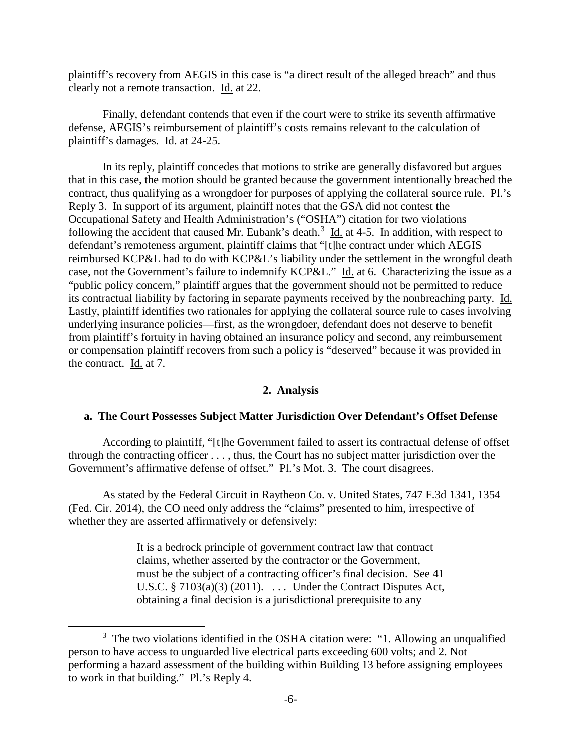plaintiff's recovery from AEGIS in this case is "a direct result of the alleged breach" and thus clearly not a remote transaction. Id. at 22.

Finally, defendant contends that even if the court were to strike its seventh affirmative defense, AEGIS's reimbursement of plaintiff's costs remains relevant to the calculation of plaintiff's damages. Id. at 24-25.

In its reply, plaintiff concedes that motions to strike are generally disfavored but argues that in this case, the motion should be granted because the government intentionally breached the contract, thus qualifying as a wrongdoer for purposes of applying the collateral source rule. Pl.'s Reply 3. In support of its argument, plaintiff notes that the GSA did not contest the Occupational Safety and Health Administration's ("OSHA") citation for two violations following the accident that caused Mr. Eubank's death.[3] Id. at 4-5. In addition, with respect to defendant's remoteness argument, plaintiff claims that "[t]he contract under which AEGIS reimbursed KCP&L had to do with KCP&L's liability under the settlement in the wrongful death case, not the Government's failure to indemnify KCP&L." Id. at 6. Characterizing the issue as a "public policy concern," plaintiff argues that the government should not be permitted to reduce its contractual liability by factoring in separate payments received by the nonbreaching party. Id. Lastly, plaintiff identifies two rationales for applying the collateral source rule to cases involving underlying insurance policies—first, as the wrongdoer, defendant does not deserve to benefit from plaintiff's fortuity in having obtained an insurance policy and second, any reimbursement or compensation plaintiff recovers from such a policy is "deserved" because it was provided in the contract. Id. at 7.

## 2. Analysis

### a. The Court Possesses Subject Matter Jurisdiction Over Defendant's Offset Defense

According to plaintiff, "[t]he Government failed to assert its contractual defense of offset through the contracting officer . . . , thus, the Court has no subject matter jurisdiction over the Government's affirmative defense of offset." Pl.'s Mot. 3. The court disagrees.

As stated by the Federal Circuit in Raytheon Co. v. United States, 747 F.3d 1341, 1354 (Fed. Cir. 2014), the CO need only address the "claims" presented to him, irrespective of whether they are asserted affirmatively or defensively:

> It is a bedrock principle of government contract law that contract claims, whether asserted by the contractor or the Government, must be the subject of a contracting officer's final decision. See 41 U.S.C. § 7103(a)(3) (2011). . . . Under the Contract Disputes Act, obtaining a final decision is a jurisdictional prerequisite to any

[3] The two violations identified in the OSHA citation were: "1. Allowing an unqualified person to have access to unguarded live electrical parts exceeding 600 volts; and 2. Not performing a hazard assessment of the building within Building 13 before assigning employees to work in that building." Pl.'s Reply 4.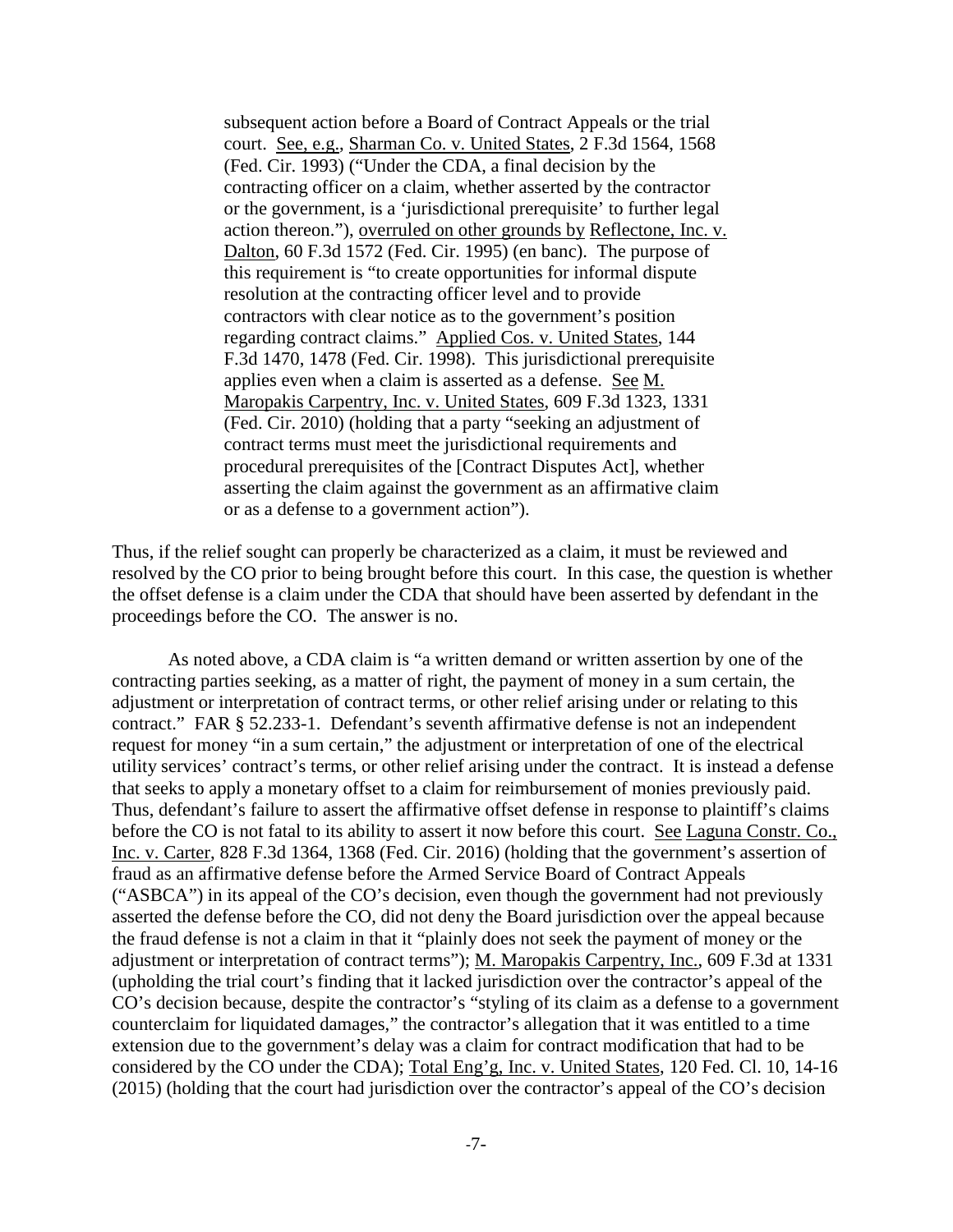> subsequent action before a Board of Contract Appeals or the trial court. See, e.g., Sharman Co. v. United States, 2 F.3d 1564, 1568 (Fed. Cir. 1993) ("Under the CDA, a final decision by the contracting officer on a claim, whether asserted by the contractor or the government, is a 'jurisdictional prerequisite' to further legal action thereon."), overruled on other grounds by Reflectone, Inc. v. Dalton, 60 F.3d 1572 (Fed. Cir. 1995) (en banc). The purpose of this requirement is "to create opportunities for informal dispute resolution at the contracting officer level and to provide contractors with clear notice as to the government's position regarding contract claims." Applied Cos. v. United States, 144 F.3d 1470, 1478 (Fed. Cir. 1998). This jurisdictional prerequisite applies even when a claim is asserted as a defense. See M. Maropakis Carpentry, Inc. v. United States, 609 F.3d 1323, 1331 (Fed. Cir. 2010) (holding that a party "seeking an adjustment of contract terms must meet the jurisdictional requirements and procedural prerequisites of the [Contract Disputes Act], whether asserting the claim against the government as an affirmative claim or as a defense to a government action").

Thus, if the relief sought can properly be characterized as a claim, it must be reviewed and resolved by the CO prior to being brought before this court. In this case, the question is whether the offset defense is a claim under the CDA that should have been asserted by defendant in the proceedings before the CO. The answer is no.

As noted above, a CDA claim is "a written demand or written assertion by one of the contracting parties seeking, as a matter of right, the payment of money in a sum certain, the adjustment or interpretation of contract terms, or other relief arising under or relating to this contract." FAR § 52.233-1. Defendant's seventh affirmative defense is not an independent request for money "in a sum certain," the adjustment or interpretation of one of the electrical utility services' contract's terms, or other relief arising under the contract. It is instead a defense that seeks to apply a monetary offset to a claim for reimbursement of monies previously paid. Thus, defendant's failure to assert the affirmative offset defense in response to plaintiff's claims before the CO is not fatal to its ability to assert it now before this court. See Laguna Constr. Co., Inc. v. Carter, 828 F.3d 1364, 1368 (Fed. Cir. 2016) (holding that the government's assertion of fraud as an affirmative defense before the Armed Service Board of Contract Appeals ("ASBCA") in its appeal of the CO's decision, even though the government had not previously asserted the defense before the CO, did not deny the Board jurisdiction over the appeal because the fraud defense is not a claim in that it "plainly does not seek the payment of money or the adjustment or interpretation of contract terms"); M. Maropakis Carpentry, Inc., 609 F.3d at 1331 (upholding the trial court's finding that it lacked jurisdiction over the contractor's appeal of the CO's decision because, despite the contractor's "styling of its claim as a defense to a government counterclaim for liquidated damages," the contractor's allegation that it was entitled to a time extension due to the government's delay was a claim for contract modification that had to be considered by the CO under the CDA); Total Eng'g, Inc. v. United States, 120 Fed. Cl. 10, 14-16 (2015) (holding that the court had jurisdiction over the contractor's appeal of the CO's decision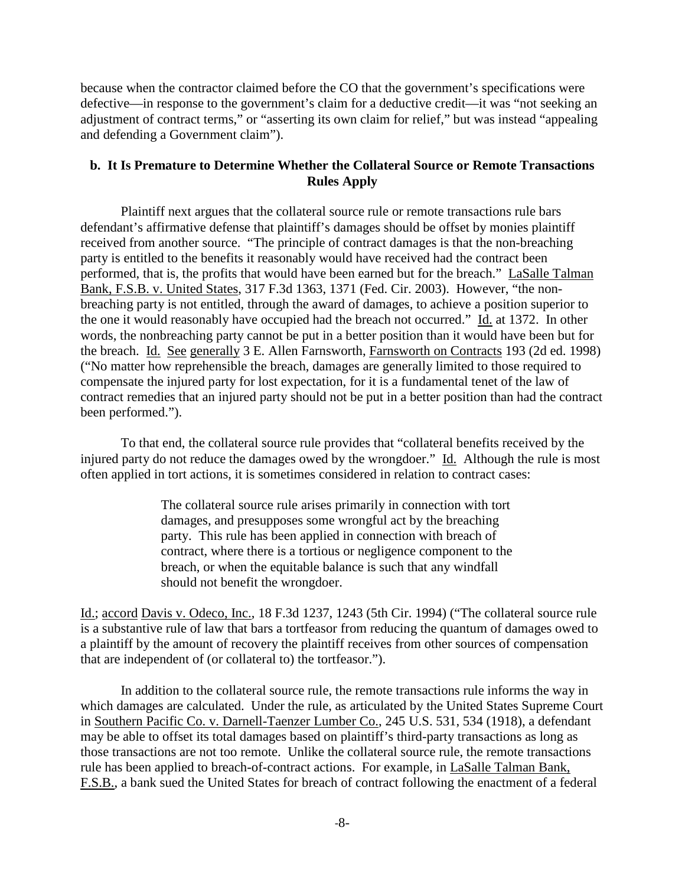because when the contractor claimed before the CO that the government's specifications were defective—in response to the government's claim for a deductive credit—it was "not seeking an adjustment of contract terms," or "asserting its own claim for relief," but was instead "appealing and defending a Government claim").

### b. It Is Premature to Determine Whether the Collateral Source or Remote Transactions Rules Apply

Plaintiff next argues that the collateral source rule or remote transactions rule bars defendant's affirmative defense that plaintiff's damages should be offset by monies plaintiff received from another source. "The principle of contract damages is that the non-breaching party is entitled to the benefits it reasonably would have received had the contract been performed, that is, the profits that would have been earned but for the breach." LaSalle Talman Bank, F.S.B. v. United States, 317 F.3d 1363, 1371 (Fed. Cir. 2003). However, "the non-breaching party is not entitled, through the award of damages, to achieve a position superior to the one it would reasonably have occupied had the breach not occurred." Id. at 1372. In other words, the nonbreaching party cannot be put in a better position than it would have been but for the breach. Id. See generally 3 E. Allen Farnsworth, Farnsworth on Contracts 193 (2d ed. 1998) ("No matter how reprehensible the breach, damages are generally limited to those required to compensate the injured party for lost expectation, for it is a fundamental tenet of the law of contract remedies that an injured party should not be put in a better position than had the contract been performed.").

To that end, the collateral source rule provides that "collateral benefits received by the injured party do not reduce the damages owed by the wrongdoer." Id. Although the rule is most often applied in tort actions, it is sometimes considered in relation to contract cases:

> The collateral source rule arises primarily in connection with tort damages, and presupposes some wrongful act by the breaching party. This rule has been applied in connection with breach of contract, where there is a tortious or negligence component to the breach, or when the equitable balance is such that any windfall should not benefit the wrongdoer.

Id.; accord Davis v. Odeco, Inc., 18 F.3d 1237, 1243 (5th Cir. 1994) ("The collateral source rule is a substantive rule of law that bars a tortfeasor from reducing the quantum of damages owed to a plaintiff by the amount of recovery the plaintiff receives from other sources of compensation that are independent of (or collateral to) the tortfeasor.").

In addition to the collateral source rule, the remote transactions rule informs the way in which damages are calculated. Under the rule, as articulated by the United States Supreme Court in Southern Pacific Co. v. Darnell-Taenzer Lumber Co., 245 U.S. 531, 534 (1918), a defendant may be able to offset its total damages based on plaintiff's third-party transactions as long as those transactions are not too remote. Unlike the collateral source rule, the remote transactions rule has been applied to breach-of-contract actions. For example, in LaSalle Talman Bank, F.S.B., a bank sued the United States for breach of contract following the enactment of a federal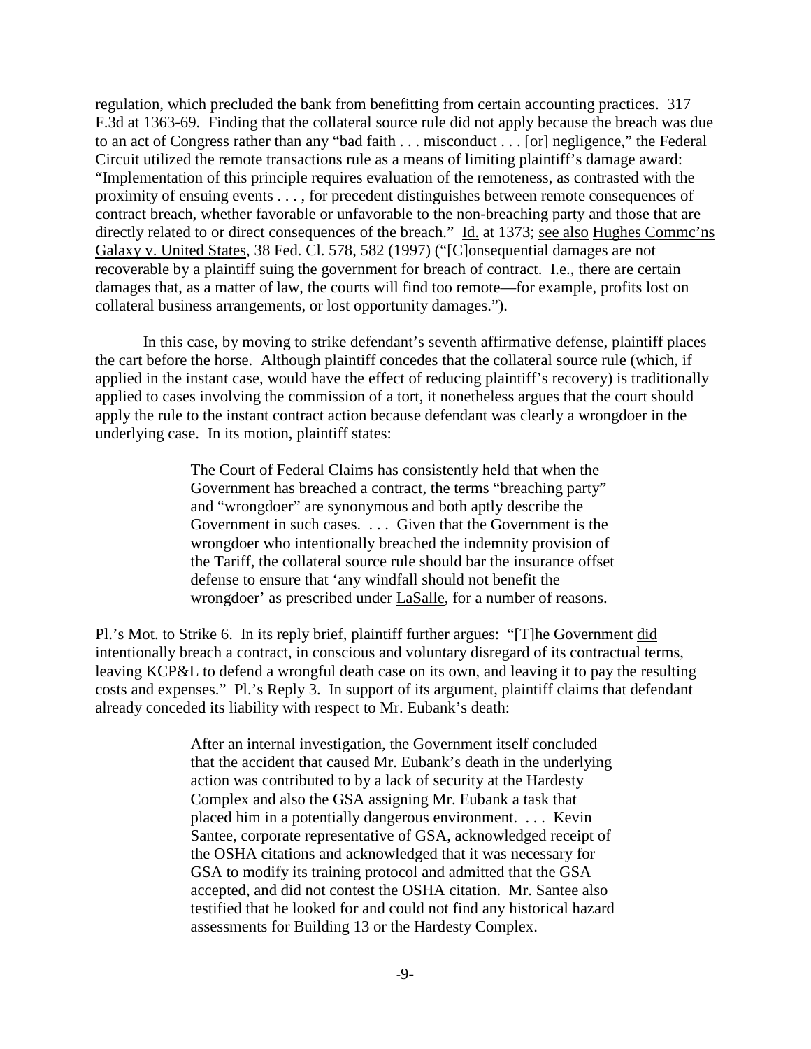regulation, which precluded the bank from benefitting from certain accounting practices. 317 F.3d at 1363-69. Finding that the collateral source rule did not apply because the breach was due to an act of Congress rather than any "bad faith . . . misconduct . . . [or] negligence," the Federal Circuit utilized the remote transactions rule as a means of limiting plaintiff's damage award: "Implementation of this principle requires evaluation of the remoteness, as contrasted with the proximity of ensuing events . . . , for precedent distinguishes between remote consequences of contract breach, whether favorable or unfavorable to the non-breaching party and those that are directly related to or direct consequences of the breach." Id. at 1373; see also Hughes Commc'ns Galaxy v. United States, 38 Fed. Cl. 578, 582 (1997) ("[C]onsequential damages are not recoverable by a plaintiff suing the government for breach of contract. I.e., there are certain damages that, as a matter of law, the courts will find too remote—for example, profits lost on collateral business arrangements, or lost opportunity damages.").

In this case, by moving to strike defendant's seventh affirmative defense, plaintiff places the cart before the horse. Although plaintiff concedes that the collateral source rule (which, if applied in the instant case, would have the effect of reducing plaintiff's recovery) is traditionally applied to cases involving the commission of a tort, it nonetheless argues that the court should apply the rule to the instant contract action because defendant was clearly a wrongdoer in the underlying case. In its motion, plaintiff states:

> The Court of Federal Claims has consistently held that when the Government has breached a contract, the terms "breaching party" and "wrongdoer" are synonymous and both aptly describe the Government in such cases. . . . Given that the Government is the wrongdoer who intentionally breached the indemnity provision of the Tariff, the collateral source rule should bar the insurance offset defense to ensure that 'any windfall should not benefit the wrongdoer' as prescribed under LaSalle, for a number of reasons.

Pl.'s Mot. to Strike 6. In its reply brief, plaintiff further argues: "[T]he Government did intentionally breach a contract, in conscious and voluntary disregard of its contractual terms, leaving KCP&L to defend a wrongful death case on its own, and leaving it to pay the resulting costs and expenses." Pl.'s Reply 3. In support of its argument, plaintiff claims that defendant already conceded its liability with respect to Mr. Eubank's death:

> After an internal investigation, the Government itself concluded that the accident that caused Mr. Eubank's death in the underlying action was contributed to by a lack of security at the Hardesty Complex and also the GSA assigning Mr. Eubank a task that placed him in a potentially dangerous environment. . . . Kevin Santee, corporate representative of GSA, acknowledged receipt of the OSHA citations and acknowledged that it was necessary for GSA to modify its training protocol and admitted that the GSA accepted, and did not contest the OSHA citation. Mr. Santee also testified that he looked for and could not find any historical hazard assessments for Building 13 or the Hardesty Complex.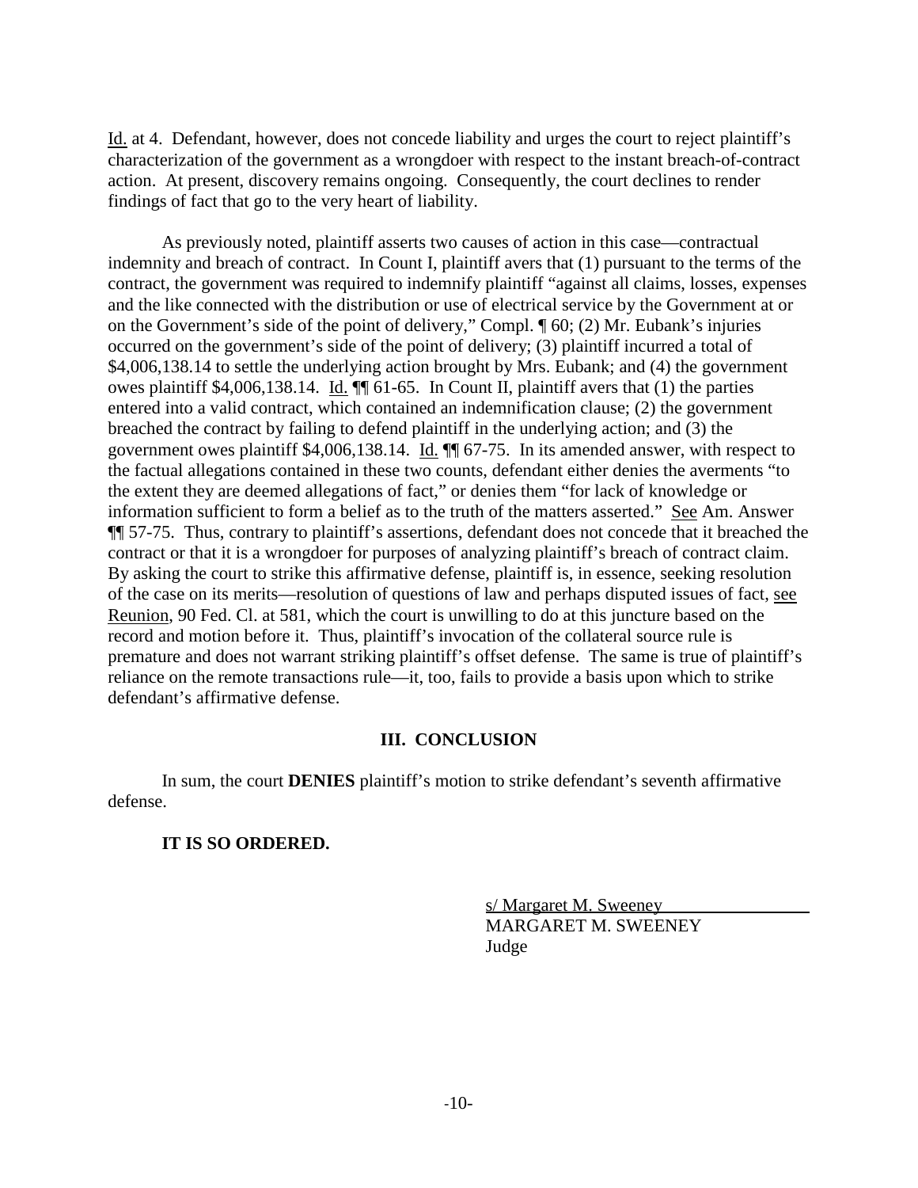Id. at 4. Defendant, however, does not concede liability and urges the court to reject plaintiff's characterization of the government as a wrongdoer with respect to the instant breach-of-contract action. At present, discovery remains ongoing. Consequently, the court declines to render findings of fact that go to the very heart of liability.

As previously noted, plaintiff asserts two causes of action in this case—contractual indemnity and breach of contract. In Count I, plaintiff avers that (1) pursuant to the terms of the contract, the government was required to indemnify plaintiff "against all claims, losses, expenses and the like connected with the distribution or use of electrical service by the Government at or on the Government's side of the point of delivery," Compl. ¶ 60; (2) Mr. Eubank's injuries occurred on the government's side of the point of delivery; (3) plaintiff incurred a total of $4,006,138.14 to settle the underlying action brought by Mrs. Eubank; and (4) the government owes plaintiff $4,006,138.14. Id. ¶¶ 61-65. In Count II, plaintiff avers that (1) the parties entered into a valid contract, which contained an indemnification clause; (2) the government breached the contract by failing to defend plaintiff in the underlying action; and (3) the government owes plaintiff $4,006,138.14. Id. ¶¶ 67-75. In its amended answer, with respect to the factual allegations contained in these two counts, defendant either denies the averments "to the extent they are deemed allegations of fact," or denies them "for lack of knowledge or information sufficient to form a belief as to the truth of the matters asserted." See Am. Answer ¶¶ 57-75. Thus, contrary to plaintiff's assertions, defendant does not concede that it breached the contract or that it is a wrongdoer for purposes of analyzing plaintiff's breach of contract claim. By asking the court to strike this affirmative defense, plaintiff is, in essence, seeking resolution of the case on its merits—resolution of questions of law and perhaps disputed issues of fact, see Reunion, 90 Fed. Cl. at 581, which the court is unwilling to do at this juncture based on the record and motion before it. Thus, plaintiff's invocation of the collateral source rule is premature and does not warrant striking plaintiff's offset defense. The same is true of plaintiff's reliance on the remote transactions rule—it, too, fails to provide a basis upon which to strike defendant's affirmative defense.

## III. CONCLUSION

In sum, the court **DENIES** plaintiff's motion to strike defendant's seventh affirmative defense.

**IT IS SO ORDERED.**

s/ Margaret M. Sweeney
MARGARET M. SWEENEY
Judge